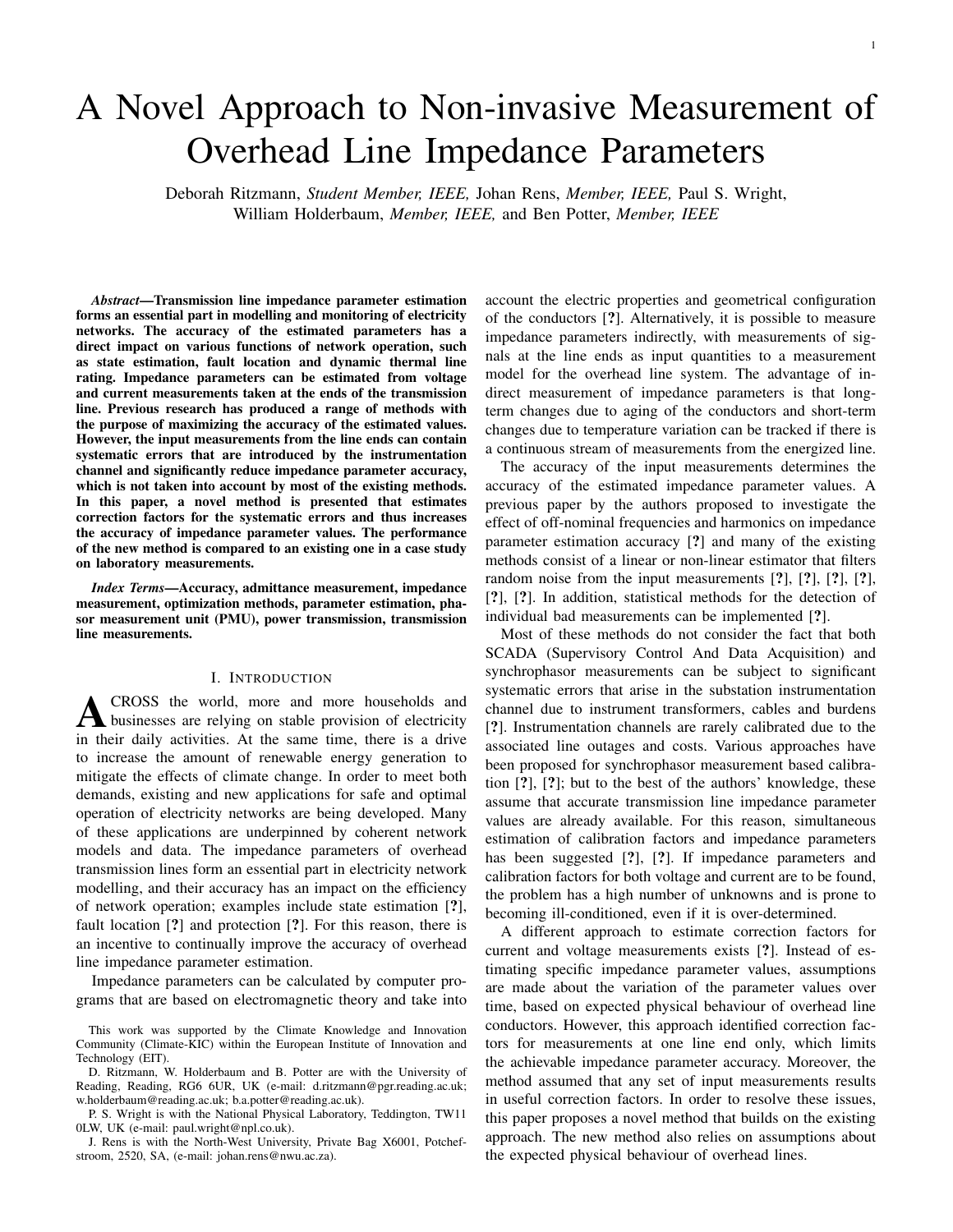# A Novel Approach to Non-invasive Measurement of Overhead Line Impedance Parameters

Deborah Ritzmann, *Student Member, IEEE,* Johan Rens, *Member, IEEE,* Paul S. Wright, William Holderbaum, *Member, IEEE,* and Ben Potter, *Member, IEEE*

***Abstract*—Transmission line impedance parameter estimation forms an essential part in modelling and monitoring of electricity networks. The accuracy of the estimated parameters has a direct impact on various functions of network operation, such as state estimation, fault location and dynamic thermal line rating. Impedance parameters can be estimated from voltage and current measurements taken at the ends of the transmission line. Previous research has produced a range of methods with the purpose of maximizing the accuracy of the estimated values. However, the input measurements from the line ends can contain systematic errors that are introduced by the instrumentation channel and significantly reduce impedance parameter accuracy, which is not taken into account by most of the existing methods. In this paper, a novel method is presented that estimates correction factors for the systematic errors and thus increases the accuracy of impedance parameter values. The performance of the new method is compared to an existing one in a case study on laboratory measurements.**

***Index Terms*—Accuracy, admittance measurement, impedance measurement, optimization methods, parameter estimation, phasor measurement unit (PMU), power transmission, transmission line measurements.**

## I. Introduction

Across the world, more and more households and businesses are relying on stable provision of electricity in their daily activities. At the same time, there is a drive to increase the amount of renewable energy generation to mitigate the effects of climate change. In order to meet both demands, existing and new applications for safe and optimal operation of electricity networks are being developed. Many of these applications are underpinned by coherent network models and data. The impedance parameters of overhead transmission lines form an essential part in electricity network modelling, and their accuracy has an impact on the efficiency of network operation; examples include state estimation [?], fault location [?] and protection [?]. For this reason, there is an incentive to continually improve the accuracy of overhead line impedance parameter estimation.

Impedance parameters can be calculated by computer programs that are based on electromagnetic theory and take into account the electric properties and geometrical configuration of the conductors [?]. Alternatively, it is possible to measure impedance parameters indirectly, with measurements of signals at the line ends as input quantities to a measurement model for the overhead line system. The advantage of indirect measurement of impedance parameters is that long-term changes due to aging of the conductors and short-term changes due to temperature variation can be tracked if there is a continuous stream of measurements from the energized line.

The accuracy of the input measurements determines the accuracy of the estimated impedance parameter values. A previous paper by the authors proposed to investigate the effect of off-nominal frequencies and harmonics on impedance parameter estimation accuracy [?] and many of the existing methods consist of a linear or non-linear estimator that filters random noise from the input measurements [?], [?], [?], [?], [?], [?]. In addition, statistical methods for the detection of individual bad measurements can be implemented [?].

Most of these methods do not consider the fact that both SCADA (Supervisory Control And Data Acquisition) and synchrophasor measurements can be subject to significant systematic errors that arise in the substation instrumentation channel due to instrument transformers, cables and burdens [?]. Instrumentation channels are rarely calibrated due to the associated line outages and costs. Various approaches have been proposed for synchrophasor measurement based calibration [?], [?]; but to the best of the authors' knowledge, these assume that accurate transmission line impedance parameter values are already available. For this reason, simultaneous estimation of calibration factors and impedance parameters has been suggested [?], [?]. If impedance parameters and calibration factors for both voltage and current are to be found, the problem has a high number of unknowns and is prone to becoming ill-conditioned, even if it is over-determined.

A different approach to estimate correction factors for current and voltage measurements exists [?]. Instead of estimating specific impedance parameter values, assumptions are made about the variation of the parameter values over time, based on expected physical behaviour of overhead line conductors. However, this approach identified correction factors for measurements at one line end only, which limits the achievable impedance parameter accuracy. Moreover, the method assumed that any set of input measurements results in useful correction factors. In order to resolve these issues, this paper proposes a novel method that builds on the existing approach. The new method also relies on assumptions about the expected physical behaviour of overhead lines.

This work was supported by the Climate Knowledge and Innovation Community (Climate-KIC) within the European Institute of Innovation and Technology (EIT).

D. Ritzmann, W. Holderbaum and B. Potter are with the University of Reading, Reading, RG6 6UR, UK (e-mail: d.ritzmann@pgr.reading.ac.uk; w.holderbaum@reading.ac.uk; b.a.potter@reading.ac.uk).

P. S. Wright is with the National Physical Laboratory, Teddington, TW11 0LW, UK (e-mail: paul.wright@npl.co.uk).

J. Rens is with the North-West University, Private Bag X6001, Potchefstroom, 2520, SA, (e-mail: johan.rens@nwu.ac.za).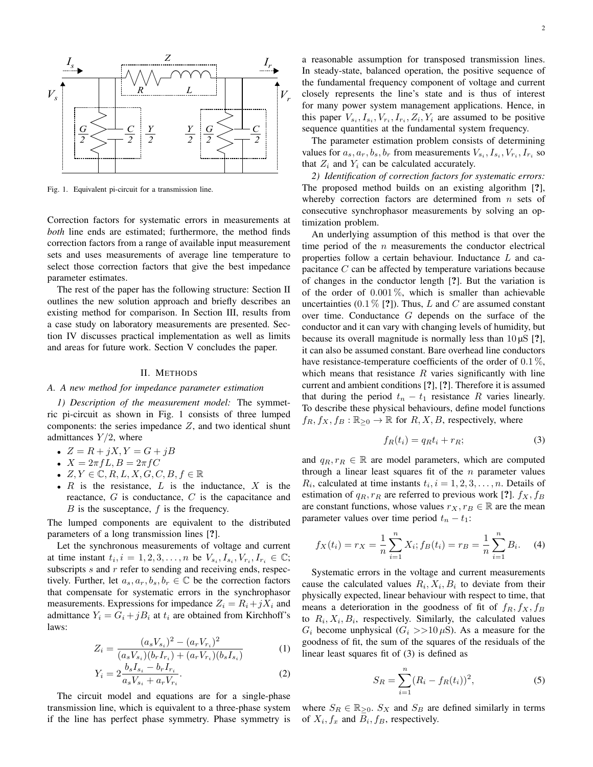Fig. 1. Equivalent pi-circuit for a transmission line.

Correction factors for systematic errors in measurements at *both* line ends are estimated; furthermore, the method finds correction factors from a range of available input measurement sets and uses measurements of average line temperature to select those correction factors that give the best impedance parameter estimates.

The rest of the paper has the following structure: Section II outlines the new solution approach and briefly describes an existing method for comparison. In Section III, results from a case study on laboratory measurements are presented. Section IV discusses practical implementation as well as limits and areas for future work. Section V concludes the paper.

## II. Methods

### A. A new method for impedance parameter estimation

*1) Description of the measurement model:* The symmetric pi-circuit as shown in Fig. 1 consists of three lumped components: the series impedance $Z$, and two identical shunt admittances $Y/2$, where

- $Z = R + jX, Y = G + jB$
- $X = 2\pi f L, B = 2\pi f C$
- $Z, Y \in \mathbb{C}, R, L, X, G, C, B, f \in \mathbb{R}$
- $R$ is the resistance, $L$ is the inductance, $X$ is the reactance, $G$ is conductance, $C$ is capacitance and $B$ is the susceptance, $f$ is the frequency.

The lumped components are equivalent to the distributed parameters of a long transmission lines [?].

Let the synchronous measurements of voltage and current at time instant $t_i, i = 1, 2, 3, \ldots, n$ be $V_{s_i}, I_{s_i}, V_{r_i}, I_{r_i} \in \mathbb{C}$; subscripts $s$ and $r$ refer to sending and receiving ends, respectively. Further, let $a_s, a_r, b_s, b_r \in \mathbb{C}$ be the correction factors that compensate for systematic errors in the synchrophasor measurements. Expressions for impedance $Z_i = R_i + jX_i$ and admittance $Y_i = G_i + jB_i$ at $t_i$ are obtained from Kirchhoff's laws:

$$Z_i = \frac{(a_s V_{s_i})^2 - (a_r V_{r_i})^2}{(a_s V_{s_i})(b_r I_{r_i}) + (a_r V_{r_i})(b_s I_{s_i})} \tag{1}$$

$$Y_i = 2\frac{b_s I_{s_i} - b_r I_{r_i}}{a_s V_{s_i} + a_r V_{r_i}}. \tag{2}$$

The circuit model and equations are for a single-phase transmission line, which is equivalent to a three-phase system if the line has perfect phase symmetry. Phase symmetry is a reasonable assumption for transposed transmission lines. In steady-state, balanced operation, the positive sequence of the fundamental frequency component of voltage and current closely represents the line's state and is thus of interest for many power system management applications. Hence, in this paper $V_{s_i}, I_{s_i}, V_{r_i}, I_{r_i}, Z_i, Y_i$ are assumed to be positive sequence quantities at the fundamental system frequency.

The parameter estimation problem consists of determining values for $a_s, a_r, b_s, b_r$ from measurements $V_{s_i}, I_{s_i}, V_{r_i}, I_{r_i}$ so that $Z_i$ and $Y_i$ can be calculated accurately.

*2) Identification of correction factors for systematic errors:* The proposed method builds on an existing algorithm [?], whereby correction factors are determined from $n$ sets of consecutive synchrophasor measurements by solving an optimization problem.

An underlying assumption of this method is that over the time period of the $n$ measurements the conductor electrical properties follow a certain behaviour. Inductance $L$ and capacitance $C$ can be affected by temperature variations because of changes in the conductor length [?]. But the variation is of the order of $0.001\,\%$, which is smaller than achievable uncertainties ($0.1\,\%$ [?]). Thus, $L$ and $C$ are assumed constant over time. Conductance $G$ depends on the surface of the conductor and it can vary with changing levels of humidity, but because its overall magnitude is normally less than $10\,\mu\text{S}$ [?], it can also be assumed constant. Bare overhead line conductors have resistance-temperature coefficients of the order of $0.1\,\%$, which means that resistance $R$ varies significantly with line current and ambient conditions [?], [?]. Therefore it is assumed that during the period $t_n - t_1$ resistance $R$ varies linearly. To describe these physical behaviours, define model functions $f_R, f_X, f_B : \mathbb{R}_{\geq 0} \to \mathbb{R}$ for $R, X, B$, respectively, where

$$f_R(t_i) = q_R t_i + r_R; \tag{3}$$

and $q_R, r_R \in \mathbb{R}$ are model parameters, which are computed through a linear least squares fit of the $n$ parameter values $R_i$, calculated at time instants $t_i, i = 1, 2, 3, \ldots, n$. Details of estimation of $q_R, r_R$ are referred to previous work [?]. $f_X, f_B$ are constant functions, whose values $r_X, r_B \in \mathbb{R}$ are the mean parameter values over time period $t_n - t_1$:

$$f_X(t_i) = r_X = \frac{1}{n}\sum_{i=1}^{n} X_i; f_B(t_i) = r_B = \frac{1}{n}\sum_{i=1}^{n} B_i. \tag{4}$$

Systematic errors in the voltage and current measurements cause the calculated values $R_i, X_i, B_i$ to deviate from their physically expected, linear behaviour with respect to time, that means a deterioration in the goodness of fit of $f_R, f_X, f_B$ to $R_i, X_i, B_i$, respectively. Similarly, the calculated values $G_i$ become unphysical ($G_i >> 10\,\mu\text{S}$). As a measure for the goodness of fit, the sum of the squares of the residuals of the linear least squares fit of (3) is defined as

$$S_R = \sum_{i=1}^{n} (R_i - f_R(t_i))^2, \tag{5}$$

where $S_R \in \mathbb{R}_{\geq 0}$. $S_X$ and $S_B$ are defined similarly in terms of $X_i, f_x$ and $B_i, f_B$, respectively.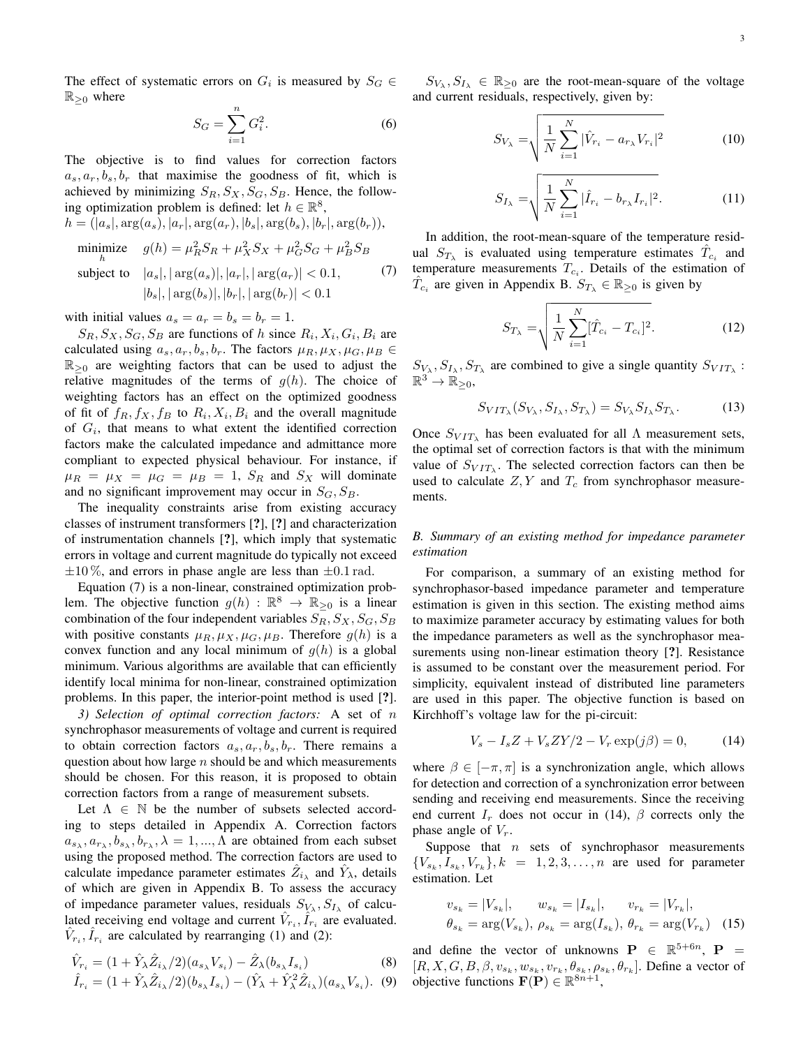The effect of systematic errors on $G_i$ is measured by $S_G \in \mathbb{R}_{\geq 0}$ where

$$S_G = \sum_{i=1}^{n} G_i^2. \tag{6}$$

The objective is to find values for correction factors $a_s, a_r, b_s, b_r$ that maximise the goodness of fit, which is achieved by minimizing $S_R, S_X, S_G, S_B$. Hence, the following optimization problem is defined: let $h \in \mathbb{R}^8$, $h = (|a_s|, \arg(a_s), |a_r|, \arg(a_r), |b_s|, \arg(b_s), |b_r|, \arg(b_r))$,

$$\begin{aligned} \underset{h}{\text{minimize}} \quad & g(h) = \mu_R^2 S_R + \mu_X^2 S_X + \mu_G^2 S_G + \mu_B^2 S_B \\ \text{subject to} \quad & |a_s|, |\arg(a_s)|, |a_r|, |\arg(a_r)| < 0.1, \\ & |b_s|, |\arg(b_s)|, |b_r|, |\arg(b_r)| < 0.1 \end{aligned} \tag{7}$$

with initial values $a_s = a_r = b_s = b_r = 1$.

$S_R, S_X, S_G, S_B$ are functions of $h$ since $R_i, X_i, G_i, B_i$ are calculated using $a_s, a_r, b_s, b_r$. The factors $\mu_R, \mu_X, \mu_G, \mu_B \in \mathbb{R}_{\geq 0}$ are weighting factors that can be used to adjust the relative magnitudes of the terms of $g(h)$. The choice of weighting factors has an effect on the optimized goodness of fit of $f_R, f_X, f_B$ to $R_i, X_i, B_i$ and the overall magnitude of $G_i$, that means to what extent the identified correction factors make the calculated impedance and admittance more compliant to expected physical behaviour. For instance, if $\mu_R = \mu_X = \mu_G = \mu_B = 1$, $S_R$ and $S_X$ will dominate and no significant improvement may occur in $S_G, S_B$.

The inequality constraints arise from existing accuracy classes of instrument transformers [?], [?] and characterization of instrumentation channels [?], which imply that systematic errors in voltage and current magnitude do typically not exceed $\pm 10\,\%$, and errors in phase angle are less than $\pm 0.1\,\text{rad}$.

Equation (7) is a non-linear, constrained optimization problem. The objective function $g(h) : \mathbb{R}^8 \to \mathbb{R}_{\geq 0}$ is a linear combination of the four independent variables $S_R, S_X, S_G, S_B$ with positive constants $\mu_R, \mu_X, \mu_G, \mu_B$. Therefore $g(h)$ is a convex function and any local minimum of $g(h)$ is a global minimum. Various algorithms are available that can efficiently identify local minima for non-linear, constrained optimization problems. In this paper, the interior-point method is used [?].

*3) Selection of optimal correction factors:* A set of $n$ synchrophasor measurements of voltage and current is required to obtain correction factors $a_s, a_r, b_s, b_r$. There remains a question about how large $n$ should be and which measurements should be chosen. For this reason, it is proposed to obtain correction factors from a range of measurement subsets.

Let $\Lambda \in \mathbb{N}$ be the number of subsets selected according to steps detailed in Appendix A. Correction factors $a_{s_\lambda}, a_{r_\lambda}, b_{s_\lambda}, b_{r_\lambda}, \lambda = 1, ..., \Lambda$ are obtained from each subset using the proposed method. The correction factors are used to calculate impedance parameter estimates $\hat{Z}_{i_\lambda}$ and $\hat{Y}_\lambda$, details of which are given in Appendix B. To assess the accuracy of impedance parameter values, residuals $S_{V_\lambda}, S_{I_\lambda}$ of calculated receiving end voltage and current $\hat{V}_{r_i}, \hat{I}_{r_i}$ are evaluated. $\hat{V}_{r_i}, \hat{I}_{r_i}$ are calculated by rearranging (1) and (2):

$$\hat{V}_{r_i} = (1 + \hat{Y}_\lambda \hat{Z}_{i_\lambda}/2)(a_{s_\lambda} V_{s_i}) - \hat{Z}_\lambda (b_{s_\lambda} I_{s_i}) \tag{8}$$

$$\hat{I}_{r_i} = (1 + \hat{Y}_\lambda \hat{Z}_{i_\lambda}/2)(b_{s_\lambda} I_{s_i}) - (\hat{Y}_\lambda + \hat{Y}_\lambda^2 \hat{Z}_{i_\lambda})(a_{s_\lambda} V_{s_i}). \tag{9}$$

$S_{V_\lambda}, S_{I_\lambda} \in \mathbb{R}_{\geq 0}$ are the root-mean-square of the voltage and current residuals, respectively, given by:

$$S_{V_\lambda} = \sqrt{\frac{1}{N} \sum_{i=1}^{N} |\hat{V}_{r_i} - a_{r_\lambda} V_{r_i}|^2} \tag{10}$$

$$S_{I_\lambda} = \sqrt{\frac{1}{N} \sum_{i=1}^{N} |\hat{I}_{r_i} - b_{r_\lambda} I_{r_i}|^2}. \tag{11}$$

In addition, the root-mean-square of the temperature residual $S_{T_\lambda}$ is evaluated using temperature estimates $\hat{T}_{c_i}$ and temperature measurements $T_{c_i}$. Details of the estimation of $\hat{T}_{c_i}$ are given in Appendix B. $S_{T_\lambda} \in \mathbb{R}_{\geq 0}$ is given by

$$S_{T_\lambda} = \sqrt{\frac{1}{N} \sum_{i=1}^{N} [\hat{T}_{c_i} - T_{c_i}]^2}. \tag{12}$$

$S_{V_\lambda}, S_{I_\lambda}, S_{T_\lambda}$ are combined to give a single quantity $S_{VIT_\lambda} : \mathbb{R}^3 \to \mathbb{R}_{\geq 0}$,

$$S_{VIT_\lambda}(S_{V_\lambda}, S_{I_\lambda}, S_{T_\lambda}) = S_{V_\lambda} S_{I_\lambda} S_{T_\lambda}. \tag{13}$$

Once $S_{VIT_\lambda}$ has been evaluated for all $\Lambda$ measurement sets, the optimal set of correction factors is that with the minimum value of $S_{VIT_\lambda}$. The selected correction factors can then be used to calculate $Z, Y$ and $T_c$ from synchrophasor measurements.

### *B. Summary of an existing method for impedance parameter estimation*

For comparison, a summary of an existing method for synchrophasor-based impedance parameter and temperature estimation is given in this section. The existing method aims to maximize parameter accuracy by estimating values for both the impedance parameters as well as the synchrophasor measurements using non-linear estimation theory [?]. Resistance is assumed to be constant over the measurement period. For simplicity, equivalent instead of distributed line parameters are used in this paper. The objective function is based on Kirchhoff's voltage law for the pi-circuit:

$$V_s - I_s Z + V_s Z Y/2 - V_r \exp(j\beta) = 0, \tag{14}$$

where $\beta \in [-\pi, \pi]$ is a synchronization angle, which allows for detection and correction of a synchronization error between sending and receiving end measurements. Since the receiving end current $I_r$ does not occur in (14), $\beta$ corrects only the phase angle of $V_r$.

Suppose that $n$ sets of synchrophasor measurements $\{V_{s_k}, I_{s_k}, V_{r_k}\}, k = 1, 2, 3, \ldots, n$ are used for parameter estimation. Let

$$\begin{aligned} v_{s_k} &= |V_{s_k}|, \qquad w_{s_k} = |I_{s_k}|, \qquad v_{r_k} = |V_{r_k}|, \\ \theta_{s_k} &= \arg(V_{s_k}),\ \rho_{s_k} = \arg(I_{s_k}),\ \theta_{r_k} = \arg(V_{r_k}) \end{aligned} \tag{15}$$

and define the vector of unknowns $\mathbf{P} \in \mathbb{R}^{5+6n}$, $\mathbf{P} = [R, X, G, B, \beta, v_{s_k}, w_{s_k}, v_{r_k}, \theta_{s_k}, \rho_{s_k}, \theta_{r_k}]$. Define a vector of objective functions $\mathbf{F}(\mathbf{P}) \in \mathbb{R}^{8n+1}$,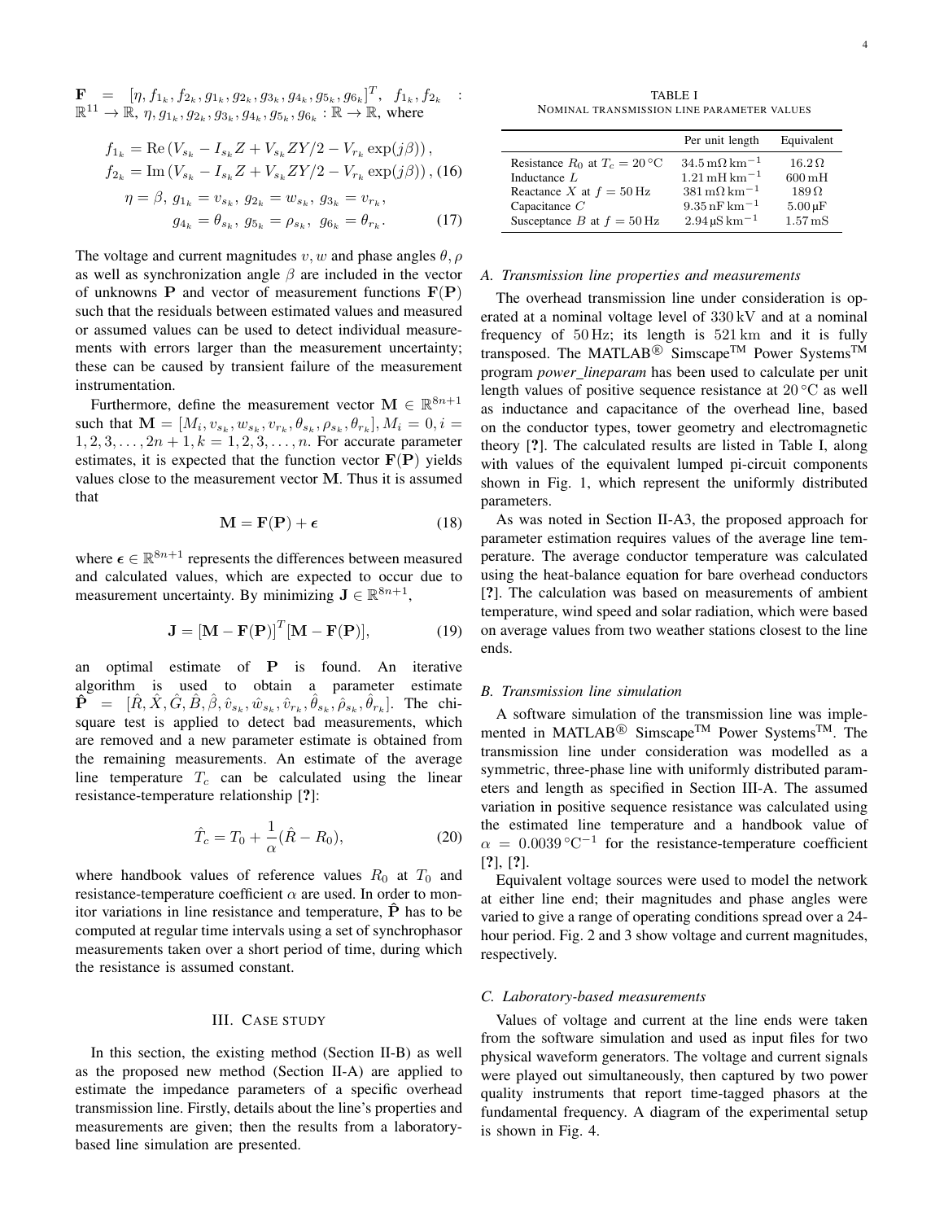$\mathbf{F} = [\eta, f_{1_k}, f_{2_k}, g_{1_k}, g_{2_k}, g_{3_k}, g_{4_k}, g_{5_k}, g_{6_k}]^T$, $f_{1_k}, f_{2_k} : \mathbb{R}^{11} \to \mathbb{R}$, $\eta, g_{1_k}, g_{2_k}, g_{3_k}, g_{4_k}, g_{5_k}, g_{6_k} : \mathbb{R} \to \mathbb{R}$, where

$$
\begin{aligned}
f_{1_k} &= \operatorname{Re}\left(V_{s_k} - I_{s_k} Z + V_{s_k} ZY/2 - V_{r_k} \exp(j\beta)\right), \\
f_{2_k} &= \operatorname{Im}\left(V_{s_k} - I_{s_k} Z + V_{s_k} ZY/2 - V_{r_k} \exp(j\beta)\right), \quad (16)
\end{aligned}
$$

$$
\begin{aligned}
\eta = \beta,\ g_{1_k} = v_{s_k},\ g_{2_k} = w_{s_k},\ g_{3_k} = v_{r_k}, \\
g_{4_k} = \theta_{s_k},\ g_{5_k} = \rho_{s_k},\ g_{6_k} = \theta_{r_k}. \quad (17)
\end{aligned}
$$

The voltage and current magnitudes $v, w$ and phase angles $\theta, \rho$ as well as synchronization angle $\beta$ are included in the vector of unknowns $\mathbf{P}$ and vector of measurement functions $\mathbf{F}(\mathbf{P})$ such that the residuals between estimated values and measured or assumed values can be used to detect individual measurements with errors larger than the measurement uncertainty; these can be caused by transient failure of the measurement instrumentation.

Furthermore, define the measurement vector $\mathbf{M} \in \mathbb{R}^{8n+1}$ such that $\mathbf{M} = [M_i, v_{s_k}, w_{s_k}, v_{r_k}, \theta_{s_k}, \rho_{s_k}, \theta_{r_k}], M_i = 0, i = 1, 2, 3, \ldots, 2n+1, k = 1, 2, 3, \ldots, n$. For accurate parameter estimates, it is expected that the function vector $\mathbf{F}(\mathbf{P})$ yields values close to the measurement vector $\mathbf{M}$. Thus it is assumed that

$$
\mathbf{M} = \mathbf{F}(\mathbf{P}) + \boldsymbol{\epsilon} \quad (18)
$$

where $\boldsymbol{\epsilon} \in \mathbb{R}^{8n+1}$ represents the differences between measured and calculated values, which are expected to occur due to measurement uncertainty. By minimizing $\mathbf{J} \in \mathbb{R}^{8n+1}$,

$$
\mathbf{J} = [\mathbf{M} - \mathbf{F}(\mathbf{P})]^T [\mathbf{M} - \mathbf{F}(\mathbf{P})], \quad (19)
$$

an optimal estimate of $\mathbf{P}$ is found. An iterative algorithm is used to obtain a parameter estimate $\hat{\mathbf{P}} = [\hat{R}, \hat{X}, \hat{G}, \hat{B}, \hat{\beta}, \hat{v}_{s_k}, \hat{w}_{s_k}, \hat{v}_{r_k}, \hat{\theta}_{s_k}, \hat{\rho}_{s_k}, \hat{\theta}_{r_k}]$. The chi-square test is applied to detect bad measurements, which are removed and a new parameter estimate is obtained from the remaining measurements. An estimate of the average line temperature $T_c$ can be calculated using the linear resistance-temperature relationship [?]:

$$
\hat{T}_c = T_0 + \frac{1}{\alpha}(\hat{R} - R_0), \quad (20)
$$

where handbook values of reference values $R_0$ at $T_0$ and resistance-temperature coefficient $\alpha$ are used. In order to monitor variations in line resistance and temperature, $\hat{\mathbf{P}}$ has to be computed at regular time intervals using a set of synchrophasor measurements taken over a short period of time, during which the resistance is assumed constant.

## III. Case Study

In this section, the existing method (Section II-B) as well as the proposed new method (Section II-A) are applied to estimate the impedance parameters of a specific overhead transmission line. Firstly, details about the line's properties and measurements are given; then the results from a laboratory-based line simulation are presented.

TABLE I
NOMINAL TRANSMISSION LINE PARAMETER VALUES

| | Per unit length | Equivalent |
|---|---|---|
| Resistance $R_0$ at $T_c = 20\,^\circ\mathrm{C}$ | $34.5\,\mathrm{m\Omega\,km^{-1}}$ | $16.2\,\Omega$ |
| Inductance $L$ | $1.21\,\mathrm{mH\,km^{-1}}$ | $600\,\mathrm{mH}$ |
| Reactance $X$ at $f = 50\,\mathrm{Hz}$ | $381\,\mathrm{m\Omega\,km^{-1}}$ | $189\,\Omega$ |
| Capacitance $C$ | $9.35\,\mathrm{nF\,km^{-1}}$ | $5.00\,\mathrm{\mu F}$ |
| Susceptance $B$ at $f = 50\,\mathrm{Hz}$ | $2.94\,\mathrm{\mu S\,km^{-1}}$ | $1.57\,\mathrm{mS}$ |

### A. Transmission line properties and measurements

The overhead transmission line under consideration is operated at a nominal voltage level of 330 kV and at a nominal frequency of 50 Hz; its length is 521 km and it is fully transposed. The MATLAB® Simscape™ Power Systems™ program *power_lineparam* has been used to calculate per unit length values of positive sequence resistance at 20 °C as well as inductance and capacitance of the overhead line, based on the conductor types, tower geometry and electromagnetic theory [?]. The calculated results are listed in Table I, along with values of the equivalent lumped pi-circuit components shown in Fig. 1, which represent the uniformly distributed parameters.

As was noted in Section II-A3, the proposed approach for parameter estimation requires values of the average line temperature. The average conductor temperature was calculated using the heat-balance equation for bare overhead conductors [?]. The calculation was based on measurements of ambient temperature, wind speed and solar radiation, which were based on average values from two weather stations closest to the line ends.

### B. Transmission line simulation

A software simulation of the transmission line was implemented in MATLAB® Simscape™ Power Systems™. The transmission line under consideration was modelled as a symmetric, three-phase line with uniformly distributed parameters and length as specified in Section III-A. The assumed variation in positive sequence resistance was calculated using the estimated line temperature and a handbook value of $\alpha = 0.0039\,^\circ\mathrm{C}^{-1}$ for the resistance-temperature coefficient [?], [?].

Equivalent voltage sources were used to model the network at either line end; their magnitudes and phase angles were varied to give a range of operating conditions spread over a 24-hour period. Fig. 2 and 3 show voltage and current magnitudes, respectively.

### C. Laboratory-based measurements

Values of voltage and current at the line ends were taken from the software simulation and used as input files for two physical waveform generators. The voltage and current signals were played out simultaneously, then captured by two power quality instruments that report time-tagged phasors at the fundamental frequency. A diagram of the experimental setup is shown in Fig. 4.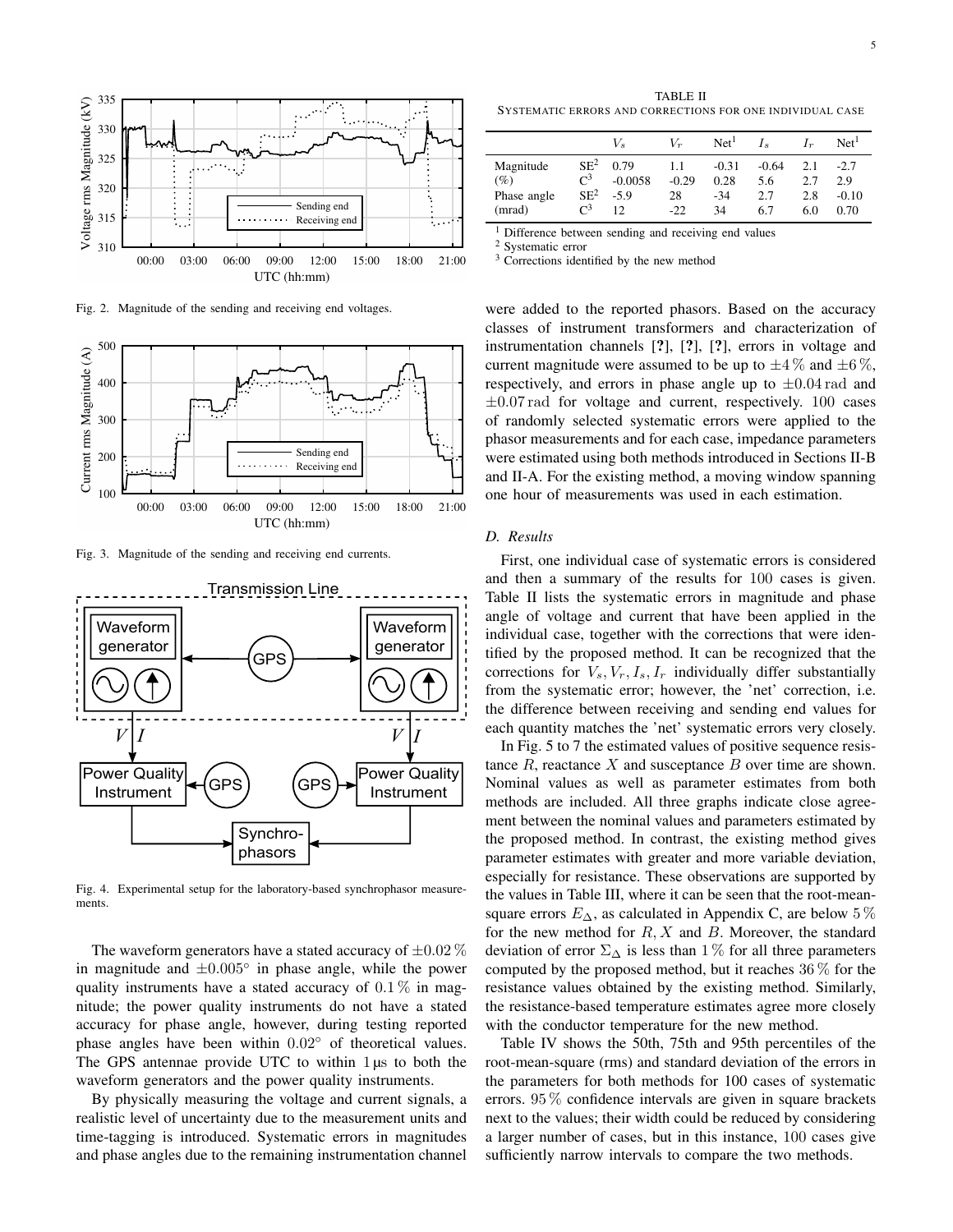Fig. 2. Magnitude of the sending and receiving end voltages.

Fig. 3. Magnitude of the sending and receiving end currents.

Fig. 4. Experimental setup for the laboratory-based synchrophasor measurements.

The waveform generators have a stated accuracy of $\pm 0.02\,\%$ in magnitude and $\pm 0.005^\circ$ in phase angle, while the power quality instruments have a stated accuracy of $0.1\,\%$ in magnitude; the power quality instruments do not have a stated accuracy for phase angle, however, during testing reported phase angles have been within $0.02^\circ$ of theoretical values. The GPS antennae provide UTC to within $1\,\mu s$ to both the waveform generators and the power quality instruments.

By physically measuring the voltage and current signals, a realistic level of uncertainty due to the measurement units and time-tagging is introduced. Systematic errors in magnitudes and phase angles due to the remaining instrumentation channel were added to the reported phasors. Based on the accuracy classes of instrument transformers and characterization of instrumentation channels [?], [?], [?], errors in voltage and current magnitude were assumed to be up to $\pm 4\,\%$ and $\pm 6\,\%$, respectively, and errors in phase angle up to $\pm 0.04\,\mathrm{rad}$ and $\pm 0.07\,\mathrm{rad}$ for voltage and current, respectively. 100 cases of randomly selected systematic errors were applied to the phasor measurements and for each case, impedance parameters were estimated using both methods introduced in Sections II-B and II-A. For the existing method, a moving window spanning one hour of measurements was used in each estimation.

TABLE II
SYSTEMATIC ERRORS AND CORRECTIONS FOR ONE INDIVIDUAL CASE

| | | $V_s$ | $V_r$ | Net[1] | $I_s$ | $I_r$ | Net[1] |
|---|---|---|---|---|---|---|---|
| Magnitude | SE[2] | 0.79 | 1.1 | -0.31 | -0.64 | 2.1 | -2.7 |
| (%) | C[3] | -0.0058 | -0.29 | 0.28 | 5.6 | 2.7 | 2.9 |
| Phase angle | SE[2] | -5.9 | 28 | -34 | 2.7 | 2.8 | -0.10 |
| (mrad) | C[3] | 12 | -22 | 34 | 6.7 | 6.0 | 0.70 |

[1] Difference between sending and receiving end values
[2] Systematic error
[3] Corrections identified by the new method

### D. Results

First, one individual case of systematic errors is considered and then a summary of the results for 100 cases is given. Table II lists the systematic errors in magnitude and phase angle of voltage and current that have been applied in the individual case, together with the corrections that were identified by the proposed method. It can be recognized that the corrections for $V_s, V_r, I_s, I_r$ individually differ substantially from the systematic error; however, the 'net' correction, i.e. the difference between receiving and sending end values for each quantity matches the 'net' systematic errors very closely.

In Fig. 5 to 7 the estimated values of positive sequence resistance $R$, reactance $X$ and susceptance $B$ over time are shown. Nominal values as well as parameter estimates from both methods are included. All three graphs indicate close agreement between the nominal values and parameters estimated by the proposed method. In contrast, the existing method gives parameter estimates with greater and more variable deviation, especially for resistance. These observations are supported by the values in Table III, where it can be seen that the root-mean-square errors $E_\Delta$, as calculated in Appendix C, are below $5\,\%$ for the new method for $R, X$ and $B$. Moreover, the standard deviation of error $\Sigma_\Delta$ is less than $1\,\%$ for all three parameters computed by the proposed method, but it reaches $36\,\%$ for the resistance values obtained by the existing method. Similarly, the resistance-based temperature estimates agree more closely with the conductor temperature for the new method.

Table IV shows the 50th, 75th and 95th percentiles of the root-mean-square (rms) and standard deviation of the errors in the parameters for both methods for 100 cases of systematic errors. $95\,\%$ confidence intervals are given in square brackets next to the values; their width could be reduced by considering a larger number of cases, but in this instance, 100 cases give sufficiently narrow intervals to compare the two methods.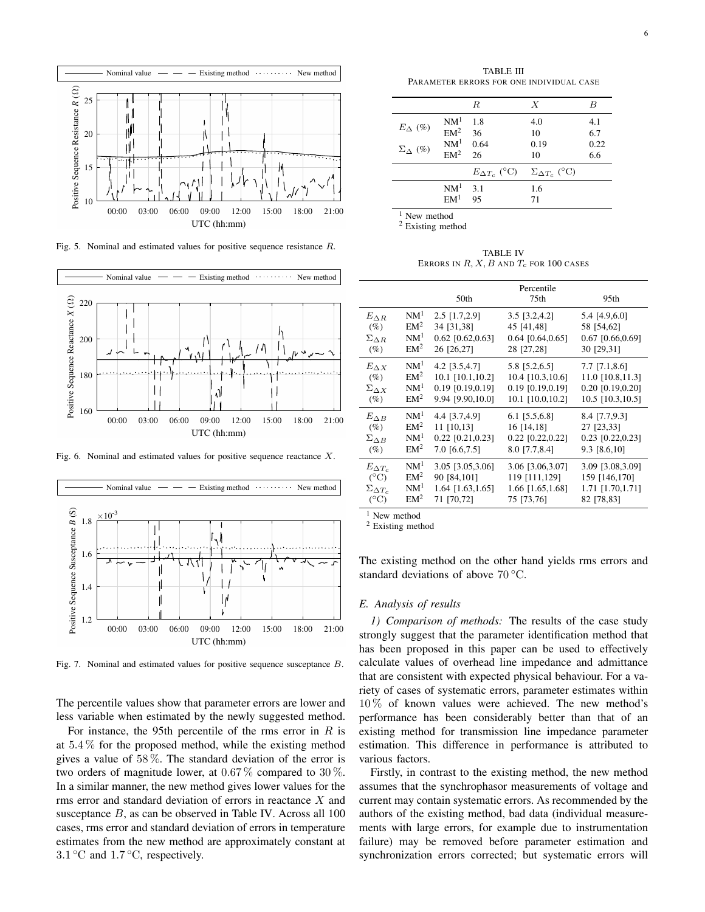Fig. 5. Nominal and estimated values for positive sequence resistance $R$.

Fig. 6. Nominal and estimated values for positive sequence reactance $X$.

Fig. 7. Nominal and estimated values for positive sequence susceptance $B$.

The percentile values show that parameter errors are lower and less variable when estimated by the newly suggested method.

For instance, the 95th percentile of the rms error in $R$ is at $5.4\,\%$ for the proposed method, while the existing method gives a value of $58\,\%$. The standard deviation of the error is two orders of magnitude lower, at $0.67\,\%$ compared to $30\,\%$. In a similar manner, the new method gives lower values for the rms error and standard deviation of errors in reactance $X$ and susceptance $B$, as can be observed in Table IV. Across all 100 cases, rms error and standard deviation of errors in temperature estimates from the new method are approximately constant at $3.1\,°\mathrm{C}$ and $1.7\,°\mathrm{C}$, respectively.

TABLE III
PARAMETER ERRORS FOR ONE INDIVIDUAL CASE

| | | $R$ | $X$ | $B$ |
|---|---|---|---|---|
| $E_{\Delta}$ (%) | NM[1] | 1.8 | 4.0 | 4.1 |
| | EM[2] | 36 | 10 | 6.7 |
| $\Sigma_{\Delta}$ (%) | NM[1] | 0.64 | 0.19 | 0.22 |
| | EM[2] | 26 | 10 | 6.6 |
| | | $E_{\Delta T_c}$ (°C) | $\Sigma_{\Delta T_c}$ (°C) | |
| | NM[1] | 3.1 | 1.6 | |
| | EM[1] | 95 | 71 | |

[1] New method
[2] Existing method

TABLE IV
ERRORS IN $R, X, B$ AND $T_c$ FOR 100 CASES

| | | Percentile | | |
|---|---|---|---|---|
| | | 50th | 75th | 95th |
| $E_{\Delta R}$ (%) | NM[1] | 2.5 [1.7,2.9] | 3.5 [3.2,4.2] | 5.4 [4.9,6.0] |
| | EM[2] | 34 [31,38] | 45 [41,48] | 58 [54,62] |
| $\Sigma_{\Delta R}$ (%) | NM[1] | 0.62 [0.62,0.63] | 0.64 [0.64,0.65] | 0.67 [0.66,0.69] |
| | EM[2] | 26 [26,27] | 28 [27,28] | 30 [29,31] |
| $E_{\Delta X}$ (%) | NM[1] | 4.2 [3.5,4.7] | 5.8 [5.2,6.5] | 7.7 [7.1,8.6] |
| | EM[2] | 10.1 [10.1,10.2] | 10.4 [10.3,10.6] | 11.0 [10.8,11.3] |
| $\Sigma_{\Delta X}$ (%) | NM[1] | 0.19 [0.19,0.19] | 0.19 [0.19,0.19] | 0.20 [0.19,0.20] |
| | EM[2] | 9.94 [9.90,10.0] | 10.1 [10.0,10.2] | 10.5 [10.3,10.5] |
| $E_{\Delta B}$ (%) | NM[1] | 4.4 [3.7,4.9] | 6.1 [5.5,6.8] | 8.4 [7.7,9.3] |
| | EM[2] | 11 [10,13] | 16 [14,18] | 27 [23,33] |
| $\Sigma_{\Delta B}$ (%) | NM[1] | 0.22 [0.21,0.23] | 0.22 [0.22,0.22] | 0.23 [0.22,0.23] |
| | EM[2] | 7.0 [6.6,7.5] | 8.0 [7.7,8.4] | 9.3 [8.6,10] |
| $E_{\Delta T_c}$ (°C) | NM[1] | 3.05 [3.05,3.06] | 3.06 [3.06,3.07] | 3.09 [3.08,3.09] |
| | EM[2] | 90 [84,101] | 119 [111,129] | 159 [146,170] |
| $\Sigma_{\Delta T_c}$ (°C) | NM[1] | 1.64 [1.63,1.65] | 1.66 [1.65,1.68] | 1.71 [1.70,1.71] |
| | EM[2] | 71 [70,72] | 75 [73,76] | 82 [78,83] |

[1] New method
[2] Existing method

The existing method on the other hand yields rms errors and standard deviations of above $70\,°\mathrm{C}$.

### E. Analysis of results

*1) Comparison of methods:* The results of the case study strongly suggest that the parameter identification method that has been proposed in this paper can be used to effectively calculate values of overhead line impedance and admittance that are consistent with expected physical behaviour. For a variety of cases of systematic errors, parameter estimates within $10\,\%$ of known values were achieved. The new method's performance has been considerably better than that of an existing method for transmission line impedance parameter estimation. This difference in performance is attributed to various factors.

Firstly, in contrast to the existing method, the new method assumes that the synchrophasor measurements of voltage and current may contain systematic errors. As recommended by the authors of the existing method, bad data (individual measurements with large errors, for example due to instrumentation failure) may be removed before parameter estimation and synchronization errors corrected; but systematic errors will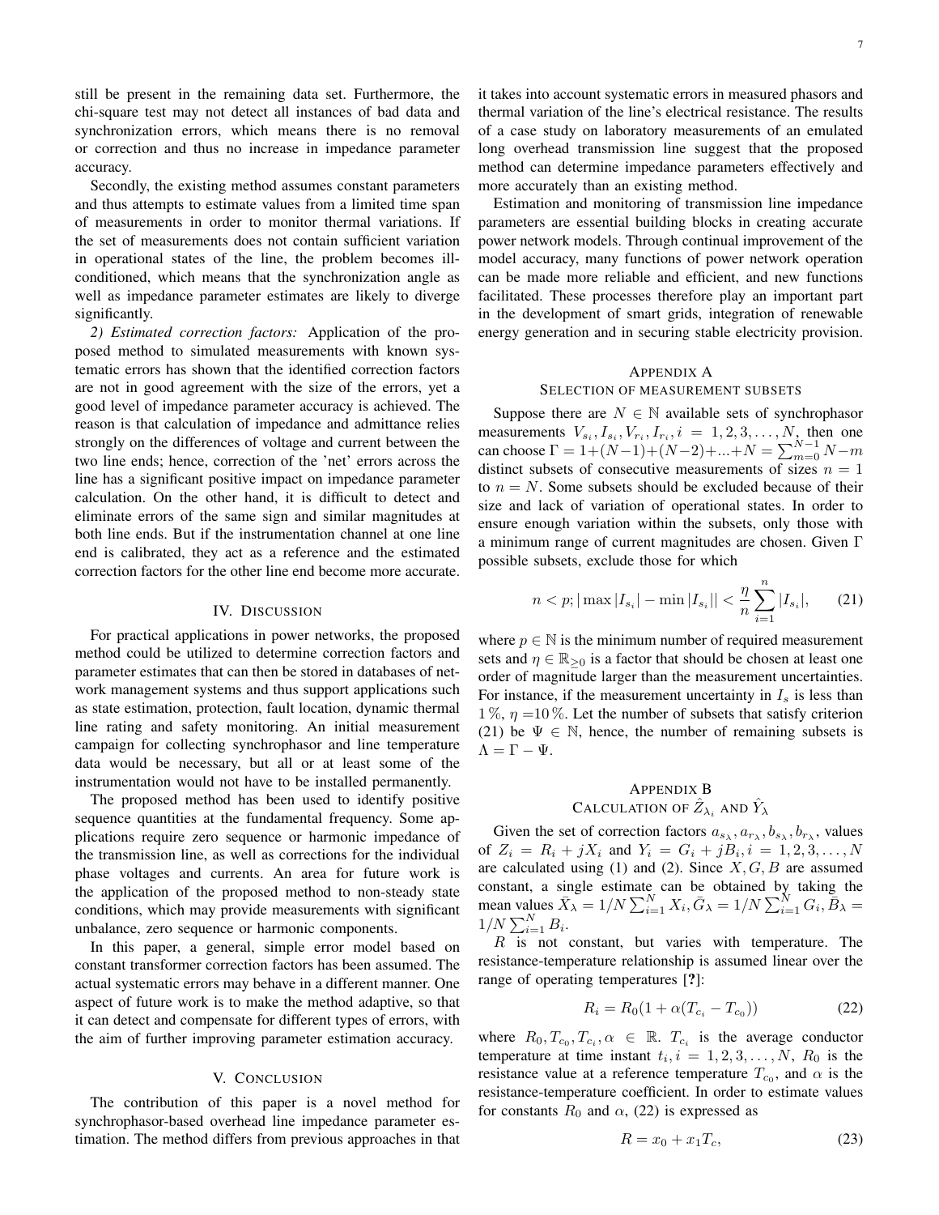still be present in the remaining data set. Furthermore, the chi-square test may not detect all instances of bad data and synchronization errors, which means there is no removal or correction and thus no increase in impedance parameter accuracy.

Secondly, the existing method assumes constant parameters and thus attempts to estimate values from a limited time span of measurements in order to monitor thermal variations. If the set of measurements does not contain sufficient variation in operational states of the line, the problem becomes ill-conditioned, which means that the synchronization angle as well as impedance parameter estimates are likely to diverge significantly.

*2) Estimated correction factors:* Application of the proposed method to simulated measurements with known systematic errors has shown that the identified correction factors are not in good agreement with the size of the errors, yet a good level of impedance parameter accuracy is achieved. The reason is that calculation of impedance and admittance relies strongly on the differences of voltage and current between the two line ends; hence, correction of the 'net' errors across the line has a significant positive impact on impedance parameter calculation. On the other hand, it is difficult to detect and eliminate errors of the same sign and similar magnitudes at both line ends. But if the instrumentation channel at one line end is calibrated, they act as a reference and the estimated correction factors for the other line end become more accurate.

## IV. Discussion

For practical applications in power networks, the proposed method could be utilized to determine correction factors and parameter estimates that can then be stored in databases of network management systems and thus support applications such as state estimation, protection, fault location, dynamic thermal line rating and safety monitoring. An initial measurement campaign for collecting synchrophasor and line temperature data would be necessary, but all or at least some of the instrumentation would not have to be installed permanently.

The proposed method has been used to identify positive sequence quantities at the fundamental frequency. Some applications require zero sequence or harmonic impedance of the transmission line, as well as corrections for the individual phase voltages and currents. An area for future work is the application of the proposed method to non-steady state conditions, which may provide measurements with significant unbalance, zero sequence or harmonic components.

In this paper, a general, simple error model based on constant transformer correction factors has been assumed. The actual systematic errors may behave in a different manner. One aspect of future work is to make the method adaptive, so that it can detect and compensate for different types of errors, with the aim of further improving parameter estimation accuracy.

## V. Conclusion

The contribution of this paper is a novel method for synchrophasor-based overhead line impedance parameter estimation. The method differs from previous approaches in that it takes into account systematic errors in measured phasors and thermal variation of the line's electrical resistance. The results of a case study on laboratory measurements of an emulated long overhead transmission line suggest that the proposed method can determine impedance parameters effectively and more accurately than an existing method.

Estimation and monitoring of transmission line impedance parameters are essential building blocks in creating accurate power network models. Through continual improvement of the model accuracy, many functions of power network operation can be made more reliable and efficient, and new functions facilitated. These processes therefore play an important part in the development of smart grids, integration of renewable energy generation and in securing stable electricity provision.

## Appendix A
## Selection of Measurement Subsets

Suppose there are $N \in \mathbb{N}$ available sets of synchrophasor measurements $V_{s_i}, I_{s_i}, V_{r_i}, I_{r_i}, i = 1, 2, 3, \ldots, N$, then one can choose $\Gamma = 1 + (N-1) + (N-2) + ... + N = \sum_{m=0}^{N-1} N - m$ distinct subsets of consecutive measurements of sizes $n = 1$ to $n = N$. Some subsets should be excluded because of their size and lack of variation of operational states. In order to ensure enough variation within the subsets, only those with a minimum range of current magnitudes are chosen. Given $\Gamma$ possible subsets, exclude those for which

$$n < p; |\max |I_{s_i}| - \min |I_{s_i}|| < \frac{\eta}{n} \sum_{i=1}^{n} |I_{s_i}|, \tag{21}$$

where $p \in \mathbb{N}$ is the minimum number of required measurement sets and $\eta \in \mathbb{R}_{\geq 0}$ is a factor that should be chosen at least one order of magnitude larger than the measurement uncertainties. For instance, if the measurement uncertainty in $I_s$ is less than $1\,\%$, $\eta = 10\,\%$. Let the number of subsets that satisfy criterion (21) be $\Psi \in \mathbb{N}$, hence, the number of remaining subsets is $\Lambda = \Gamma - \Psi$.

## Appendix B
## Calculation of $\hat{Z}_{\lambda_i}$ and $\hat{Y}_{\lambda}$

Given the set of correction factors $a_{s_\lambda}, a_{r_\lambda}, b_{s_\lambda}, b_{r_\lambda}$, values of $Z_i = R_i + jX_i$ and $Y_i = G_i + jB_i, i = 1, 2, 3, \ldots, N$ are calculated using (1) and (2). Since $X, G, B$ are assumed constant, a single estimate can be obtained by taking the mean values $\bar{X}_\lambda = 1/N \sum_{i=1}^{N} X_i, \bar{G}_\lambda = 1/N \sum_{i=1}^{N} G_i, \bar{B}_\lambda = 1/N \sum_{i=1}^{N} B_i$.

$R$ is not constant, but varies with temperature. The resistance-temperature relationship is assumed linear over the range of operating temperatures [?]:

$$R_i = R_0(1 + \alpha(T_{c_i} - T_{c_0})) \tag{22}$$

where $R_0, T_{c_0}, T_{c_i}, \alpha \in \mathbb{R}$. $T_{c_i}$ is the average conductor temperature at time instant $t_i, i = 1, 2, 3, \ldots, N$, $R_0$ is the resistance value at a reference temperature $T_{c_0}$, and $\alpha$ is the resistance-temperature coefficient. In order to estimate values for constants $R_0$ and $\alpha$, (22) is expressed as

$$R = x_0 + x_1 T_c, \tag{23}$$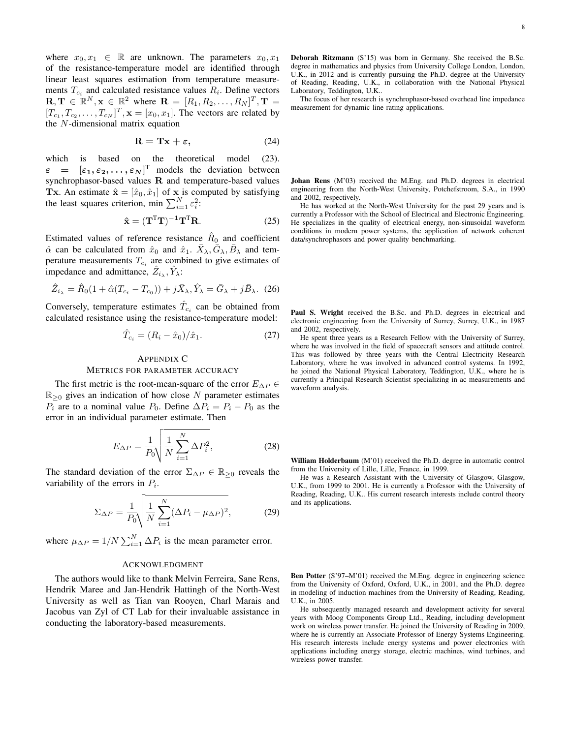where $x_0, x_1 \in \mathbb{R}$ are unknown. The parameters $x_0, x_1$ of the resistance-temperature model are identified through linear least squares estimation from temperature measurements $T_{c_i}$ and calculated resistance values $R_i$. Define vectors $\mathbf{R}, \mathbf{T} \in \mathbb{R}^N, \mathbf{x} \in \mathbb{R}^2$ where $\mathbf{R} = [R_1, R_2, \ldots, R_N]^T, \mathbf{T} = [T_{c_1}, T_{c_2}, \ldots, T_{c_N}]^T, \mathbf{x} = [x_0, x_1]$. The vectors are related by the $N$-dimensional matrix equation

$$\mathbf{R} = \mathbf{T}\mathbf{x} + \varepsilon, \tag{24}$$

which is based on the theoretical model (23). $\varepsilon = [\varepsilon_1, \varepsilon_2, \ldots, \varepsilon_N]^{\mathrm{T}}$ models the deviation between synchrophasor-based values $\mathbf{R}$ and temperature-based values $\mathbf{T}\mathbf{x}$. An estimate $\hat{\mathbf{x}} = [\hat{x}_0, \hat{x}_1]$ of $\mathbf{x}$ is computed by satisfying the least squares criterion, min $\sum_{i=1}^{N} \varepsilon_i^2$:

$$\hat{\mathbf{x}} = (\mathbf{T}^{\mathrm{T}}\mathbf{T})^{-1}\mathbf{T}^{\mathrm{T}}\mathbf{R}. \tag{25}$$

Estimated values of reference resistance $\hat{R}_0$ and coefficient $\hat{\alpha}$ can be calculated from $\hat{x}_0$ and $\hat{x}_1$. $\bar{X}_\lambda, \bar{G}_\lambda, \bar{B}_\lambda$ and temperature measurements $T_{c_i}$ are combined to give estimates of impedance and admittance, $\hat{Z}_{i_\lambda}, \hat{Y}_\lambda$:

$$\hat{Z}_{i_\lambda} = \hat{R}_0(1 + \hat{\alpha}(T_{c_i} - T_{c_0})) + j\bar{X}_\lambda, \hat{Y}_\lambda = \bar{G}_\lambda + j\bar{B}_\lambda. \tag{26}$$

Conversely, temperature estimates $\hat{T}_{c_i}$ can be obtained from calculated resistance using the resistance-temperature model:

$$\hat{T}_{c_i} = (R_i - \hat{x}_0)/\hat{x}_1. \tag{27}$$

## Appendix C
## Metrics for parameter accuracy

The first metric is the root-mean-square of the error $E_{\Delta P} \in \mathbb{R}_{\geq 0}$ gives an indication of how close $N$ parameter estimates $P_i$ are to a nominal value $P_0$. Define $\Delta P_i = P_i - P_0$ as the error in an individual parameter estimate. Then

$$E_{\Delta P} = \frac{1}{P_0}\sqrt{\frac{1}{N}\sum_{i=1}^{N} \Delta P_i^2}, \tag{28}$$

The standard deviation of the error $\Sigma_{\Delta P} \in \mathbb{R}_{\geq 0}$ reveals the variability of the errors in $P_i$.

$$\Sigma_{\Delta P} = \frac{1}{P_0}\sqrt{\frac{1}{N}\sum_{i=1}^{N} (\Delta P_i - \mu_{\Delta P})^2}, \tag{29}$$

where $\mu_{\Delta P} = 1/N \sum_{i=1}^{N} \Delta P_i$ is the mean parameter error.

## Acknowledgment

The authors would like to thank Melvin Ferreira, Sane Rens, Hendrik Maree and Jan-Hendrik Hattingh of the North-West University as well as Tian van Rooyen, Charl Marais and Jacobus van Zyl of CT Lab for their invaluable assistance in conducting the laboratory-based measurements.

**Deborah Ritzmann** (S'15) was born in Germany. She received the B.Sc. degree in mathematics and physics from University College London, London, U.K., in 2012 and is currently pursuing the Ph.D. degree at the University of Reading, Reading, U.K., in collaboration with the National Physical Laboratory, Teddington, U.K..

The focus of her research is synchrophasor-based overhead line impedance measurement for dynamic line rating applications.

**Johan Rens** (M'03) received the M.Eng. and Ph.D. degrees in electrical engineering from the North-West University, Potchefstroom, S.A., in 1990 and 2002, respectively.

He has worked at the North-West University for the past 29 years and is currently a Professor with the School of Electrical and Electronic Engineering. He specializes in the quality of electrical energy, non-sinusoidal waveform conditions in modern power systems, the application of network coherent data/synchrophasors and power quality benchmarking.

**Paul S. Wright** received the B.Sc. and Ph.D. degrees in electrical and electronic engineering from the University of Surrey, Surrey, U.K., in 1987 and 2002, respectively.

He spent three years as a Research Fellow with the University of Surrey, where he was involved in the field of spacecraft sensors and attitude control. This was followed by three years with the Central Electricity Research Laboratory, where he was involved in advanced control systems. In 1992, he joined the National Physical Laboratory, Teddington, U.K., where he is currently a Principal Research Scientist specializing in ac measurements and waveform analysis.

**William Holderbaum** (M'01) received the Ph.D. degree in automatic control from the University of Lille, Lille, France, in 1999.

He was a Research Assistant with the University of Glasgow, Glasgow, U.K., from 1999 to 2001. He is currently a Professor with the University of Reading, Reading, U.K.. His current research interests include control theory and its applications.

**Ben Potter** (S'97–M'01) received the M.Eng. degree in engineering science from the University of Oxford, Oxford, U.K., in 2001, and the Ph.D. degree in modeling of induction machines from the University of Reading, Reading, U.K., in 2005.

He subsequently managed research and development activity for several years with Moog Components Group Ltd., Reading, including development work on wireless power transfer. He joined the University of Reading in 2009, where he is currently an Associate Professor of Energy Systems Engineering. His research interests include energy systems and power electronics with applications including energy storage, electric machines, wind turbines, and wireless power transfer.